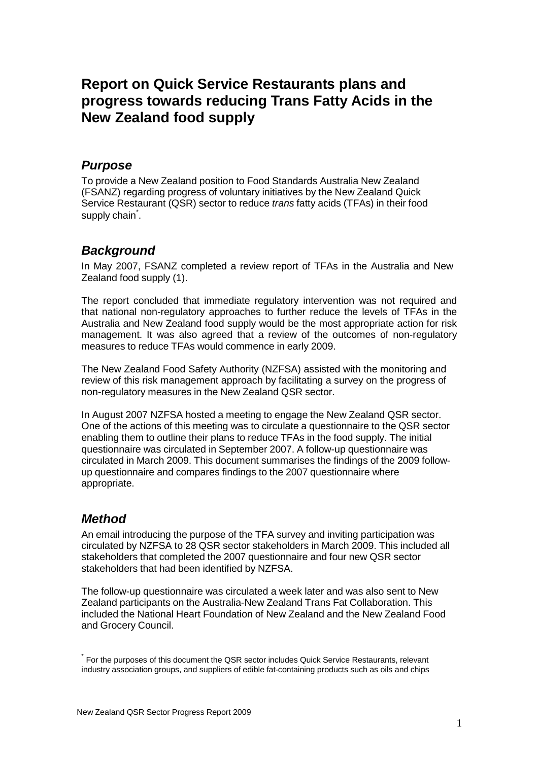# Report on Quick Service Restaurants plans and progress towards reducing Trans Fatty Acids in the New Zealand food supply

## *Purpose*

To provide a New Zealand position to Food Standards Australia New Zealand (FSANZ) regarding progress of voluntary initiatives by the New Zealand Quick Service Restaurant (QSR) sector to reduce *trans* fatty acids (TFAs) in their food supply chain[*].

## *Background*

In May 2007, FSANZ completed a review report of TFAs in the Australia and New Zealand food supply (1).

The report concluded that immediate regulatory intervention was not required and that national non-regulatory approaches to further reduce the levels of TFAs in the Australia and New Zealand food supply would be the most appropriate action for risk management. It was also agreed that a review of the outcomes of non-regulatory measures to reduce TFAs would commence in early 2009.

The New Zealand Food Safety Authority (NZFSA) assisted with the monitoring and review of this risk management approach by facilitating a survey on the progress of non-regulatory measures in the New Zealand QSR sector.

In August 2007 NZFSA hosted a meeting to engage the New Zealand QSR sector. One of the actions of this meeting was to circulate a questionnaire to the QSR sector enabling them to outline their plans to reduce TFAs in the food supply. The initial questionnaire was circulated in September 2007. A follow-up questionnaire was circulated in March 2009. This document summarises the findings of the 2009 follow-up questionnaire and compares findings to the 2007 questionnaire where appropriate.

## *Method*

An email introducing the purpose of the TFA survey and inviting participation was circulated by NZFSA to 28 QSR sector stakeholders in March 2009. This included all stakeholders that completed the 2007 questionnaire and four new QSR sector stakeholders that had been identified by NZFSA.

The follow-up questionnaire was circulated a week later and was also sent to New Zealand participants on the Australia-New Zealand Trans Fat Collaboration. This included the National Heart Foundation of New Zealand and the New Zealand Food and Grocery Council.

[*] For the purposes of this document the QSR sector includes Quick Service Restaurants, relevant industry association groups, and suppliers of edible fat-containing products such as oils and chips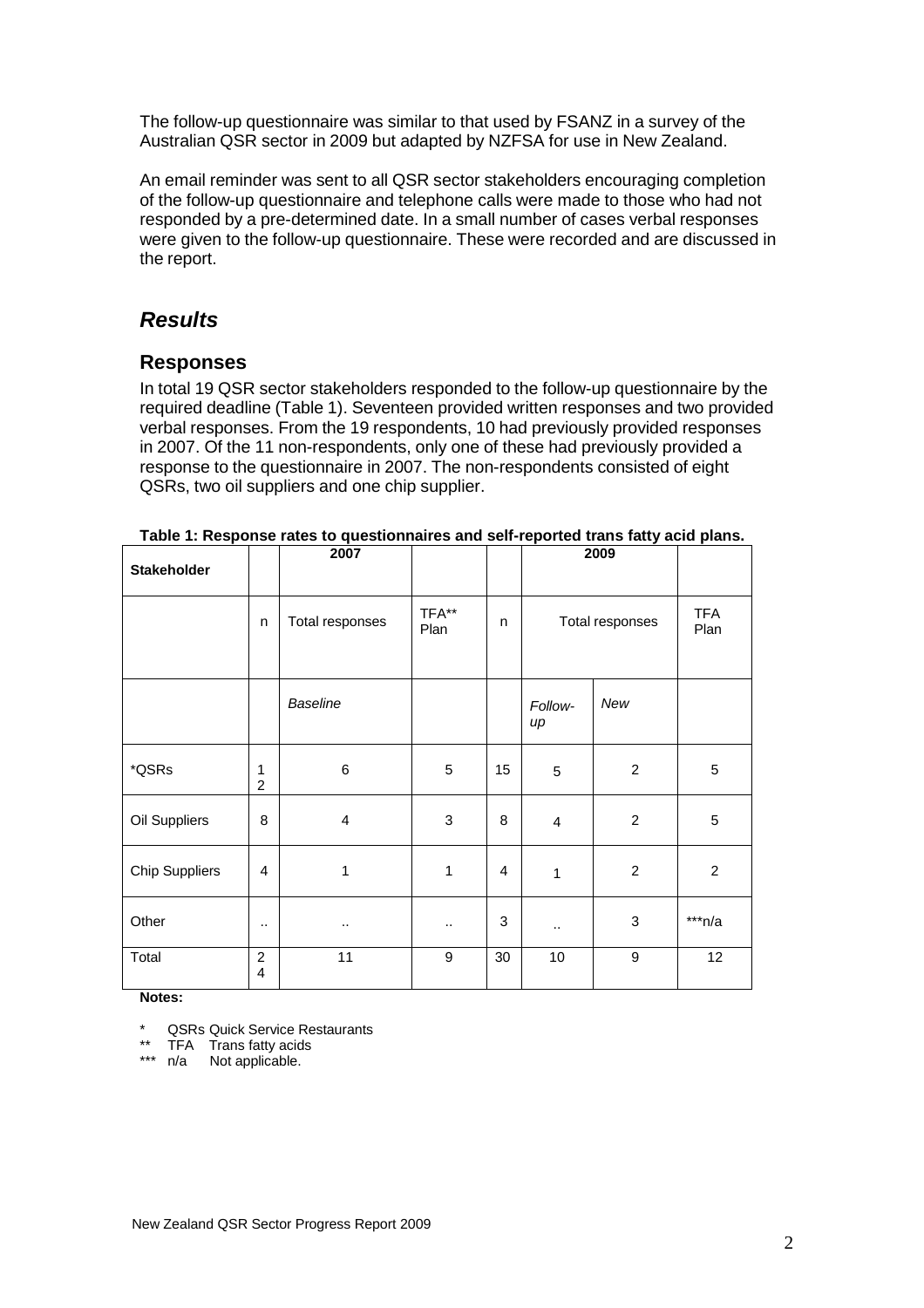The follow-up questionnaire was similar to that used by FSANZ in a survey of the Australian QSR sector in 2009 but adapted by NZFSA for use in New Zealand.

An email reminder was sent to all QSR sector stakeholders encouraging completion of the follow-up questionnaire and telephone calls were made to those who had not responded by a pre-determined date. In a small number of cases verbal responses were given to the follow-up questionnaire. These were recorded and are discussed in the report.

## *Results*

### Responses

In total 19 QSR sector stakeholders responded to the follow-up questionnaire by the required deadline (Table 1). Seventeen provided written responses and two provided verbal responses. From the 19 respondents, 10 had previously provided responses in 2007. Of the 11 non-respondents, only one of these had previously provided a response to the questionnaire in 2007. The non-respondents consisted of eight QSRs, two oil suppliers and one chip supplier.

**Table 1: Response rates to questionnaires and self-reported trans fatty acid plans.**

| Stakeholder | | 2007 | | | 2009 | | |
|---|---|---|---|---|---|---|---|
| | n | Total responses | TFA** Plan | n | Total responses | | TFA Plan |
| | | *Baseline* | | | *Follow-up* | *New* | |
| *QSRs | 12 | 6 | 5 | 15 | 5 | 2 | 5 |
| Oil Suppliers | 8 | 4 | 3 | 8 | 4 | 2 | 5 |
| Chip Suppliers | 4 | 1 | 1 | 4 | 1 | 2 | 2 |
| Other | .. | .. | .. | 3 | .. | 3 | ***n/a |
| Total | 24 | 11 | 9 | 30 | 10 | 9 | 12 |

**Notes:**

\* QSRs Quick Service Restaurants
** TFA Trans fatty acids
*** n/a Not applicable.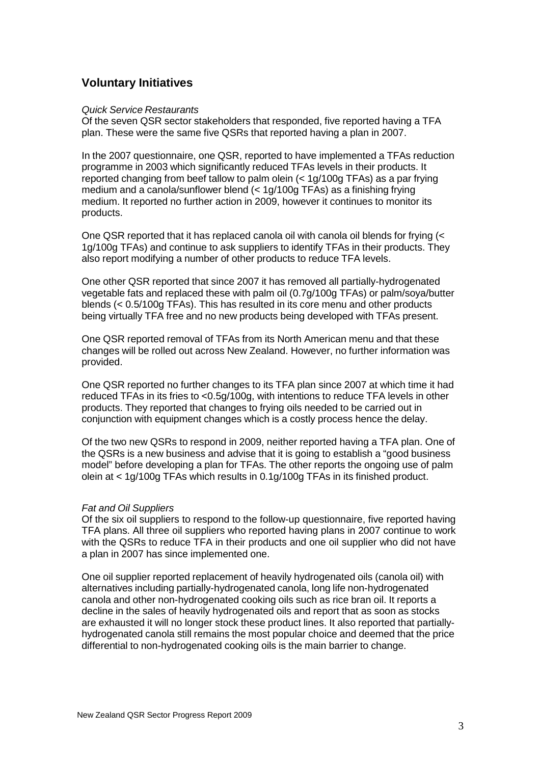## Voluntary Initiatives

*Quick Service Restaurants*

Of the seven QSR sector stakeholders that responded, five reported having a TFA plan. These were the same five QSRs that reported having a plan in 2007.

In the 2007 questionnaire, one QSR, reported to have implemented a TFAs reduction programme in 2003 which significantly reduced TFAs levels in their products. It reported changing from beef tallow to palm olein (< 1g/100g TFAs) as a par frying medium and a canola/sunflower blend (< 1g/100g TFAs) as a finishing frying medium. It reported no further action in 2009, however it continues to monitor its products.

One QSR reported that it has replaced canola oil with canola oil blends for frying (< 1g/100g TFAs) and continue to ask suppliers to identify TFAs in their products. They also report modifying a number of other products to reduce TFA levels.

One other QSR reported that since 2007 it has removed all partially-hydrogenated vegetable fats and replaced these with palm oil (0.7g/100g TFAs) or palm/soya/butter blends (< 0.5/100g TFAs). This has resulted in its core menu and other products being virtually TFA free and no new products being developed with TFAs present.

One QSR reported removal of TFAs from its North American menu and that these changes will be rolled out across New Zealand. However, no further information was provided.

One QSR reported no further changes to its TFA plan since 2007 at which time it had reduced TFAs in its fries to <0.5g/100g, with intentions to reduce TFA levels in other products. They reported that changes to frying oils needed to be carried out in conjunction with equipment changes which is a costly process hence the delay.

Of the two new QSRs to respond in 2009, neither reported having a TFA plan. One of the QSRs is a new business and advise that it is going to establish a "good business model" before developing a plan for TFAs. The other reports the ongoing use of palm olein at < 1g/100g TFAs which results in 0.1g/100g TFAs in its finished product.

*Fat and Oil Suppliers*

Of the six oil suppliers to respond to the follow-up questionnaire, five reported having TFA plans. All three oil suppliers who reported having plans in 2007 continue to work with the QSRs to reduce TFA in their products and one oil supplier who did not have a plan in 2007 has since implemented one.

One oil supplier reported replacement of heavily hydrogenated oils (canola oil) with alternatives including partially-hydrogenated canola, long life non-hydrogenated canola and other non-hydrogenated cooking oils such as rice bran oil. It reports a decline in the sales of heavily hydrogenated oils and report that as soon as stocks are exhausted it will no longer stock these product lines. It also reported that partially-hydrogenated canola still remains the most popular choice and deemed that the price differential to non-hydrogenated cooking oils is the main barrier to change.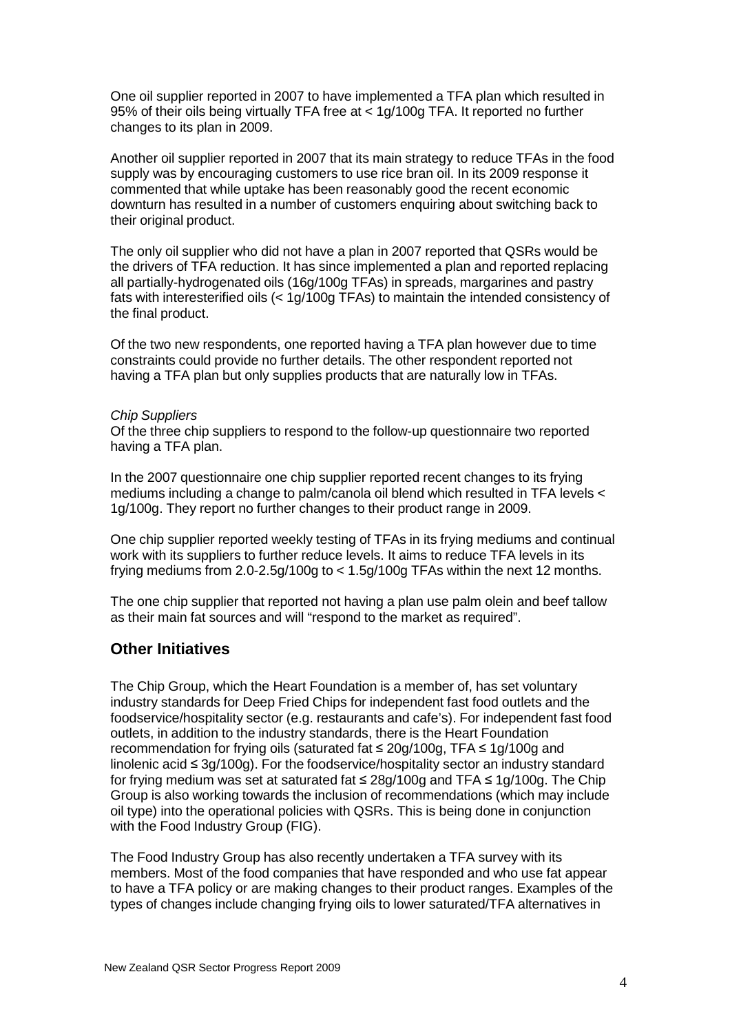One oil supplier reported in 2007 to have implemented a TFA plan which resulted in 95% of their oils being virtually TFA free at < 1g/100g TFA. It reported no further changes to its plan in 2009.

Another oil supplier reported in 2007 that its main strategy to reduce TFAs in the food supply was by encouraging customers to use rice bran oil. In its 2009 response it commented that while uptake has been reasonably good the recent economic downturn has resulted in a number of customers enquiring about switching back to their original product.

The only oil supplier who did not have a plan in 2007 reported that QSRs would be the drivers of TFA reduction. It has since implemented a plan and reported replacing all partially-hydrogenated oils (16g/100g TFAs) in spreads, margarines and pastry fats with interesterified oils (< 1g/100g TFAs) to maintain the intended consistency of the final product.

Of the two new respondents, one reported having a TFA plan however due to time constraints could provide no further details. The other respondent reported not having a TFA plan but only supplies products that are naturally low in TFAs.

*Chip Suppliers*

Of the three chip suppliers to respond to the follow-up questionnaire two reported having a TFA plan.

In the 2007 questionnaire one chip supplier reported recent changes to its frying mediums including a change to palm/canola oil blend which resulted in TFA levels < 1g/100g. They report no further changes to their product range in 2009.

One chip supplier reported weekly testing of TFAs in its frying mediums and continual work with its suppliers to further reduce levels. It aims to reduce TFA levels in its frying mediums from 2.0-2.5g/100g to < 1.5g/100g TFAs within the next 12 months.

The one chip supplier that reported not having a plan use palm olein and beef tallow as their main fat sources and will "respond to the market as required".

## Other Initiatives

The Chip Group, which the Heart Foundation is a member of, has set voluntary industry standards for Deep Fried Chips for independent fast food outlets and the foodservice/hospitality sector (e.g. restaurants and cafe's). For independent fast food outlets, in addition to the industry standards, there is the Heart Foundation recommendation for frying oils (saturated fat ≤ 20g/100g, TFA ≤ 1g/100g and linolenic acid ≤ 3g/100g). For the foodservice/hospitality sector an industry standard for frying medium was set at saturated fat ≤ 28g/100g and TFA ≤ 1g/100g. The Chip Group is also working towards the inclusion of recommendations (which may include oil type) into the operational policies with QSRs. This is being done in conjunction with the Food Industry Group (FIG).

The Food Industry Group has also recently undertaken a TFA survey with its members. Most of the food companies that have responded and who use fat appear to have a TFA policy or are making changes to their product ranges. Examples of the types of changes include changing frying oils to lower saturated/TFA alternatives in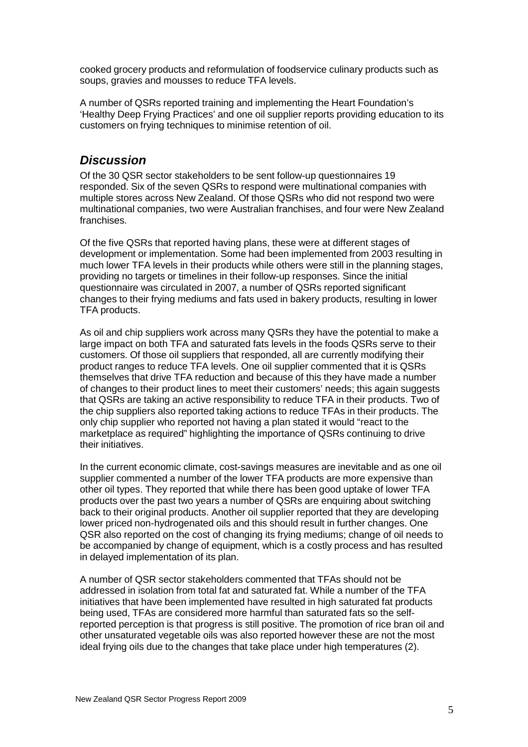cooked grocery products and reformulation of foodservice culinary products such as soups, gravies and mousses to reduce TFA levels.

A number of QSRs reported training and implementing the Heart Foundation's 'Healthy Deep Frying Practices' and one oil supplier reports providing education to its customers on frying techniques to minimise retention of oil.

## *Discussion*

Of the 30 QSR sector stakeholders to be sent follow-up questionnaires 19 responded. Six of the seven QSRs to respond were multinational companies with multiple stores across New Zealand. Of those QSRs who did not respond two were multinational companies, two were Australian franchises, and four were New Zealand franchises.

Of the five QSRs that reported having plans, these were at different stages of development or implementation. Some had been implemented from 2003 resulting in much lower TFA levels in their products while others were still in the planning stages, providing no targets or timelines in their follow-up responses. Since the initial questionnaire was circulated in 2007, a number of QSRs reported significant changes to their frying mediums and fats used in bakery products, resulting in lower TFA products.

As oil and chip suppliers work across many QSRs they have the potential to make a large impact on both TFA and saturated fats levels in the foods QSRs serve to their customers. Of those oil suppliers that responded, all are currently modifying their product ranges to reduce TFA levels. One oil supplier commented that it is QSRs themselves that drive TFA reduction and because of this they have made a number of changes to their product lines to meet their customers' needs; this again suggests that QSRs are taking an active responsibility to reduce TFA in their products. Two of the chip suppliers also reported taking actions to reduce TFAs in their products. The only chip supplier who reported not having a plan stated it would "react to the marketplace as required" highlighting the importance of QSRs continuing to drive their initiatives.

In the current economic climate, cost-savings measures are inevitable and as one oil supplier commented a number of the lower TFA products are more expensive than other oil types. They reported that while there has been good uptake of lower TFA products over the past two years a number of QSRs are enquiring about switching back to their original products. Another oil supplier reported that they are developing lower priced non-hydrogenated oils and this should result in further changes. One QSR also reported on the cost of changing its frying mediums; change of oil needs to be accompanied by change of equipment, which is a costly process and has resulted in delayed implementation of its plan.

A number of QSR sector stakeholders commented that TFAs should not be addressed in isolation from total fat and saturated fat. While a number of the TFA initiatives that have been implemented have resulted in high saturated fat products being used, TFAs are considered more harmful than saturated fats so the self-reported perception is that progress is still positive. The promotion of rice bran oil and other unsaturated vegetable oils was also reported however these are not the most ideal frying oils due to the changes that take place under high temperatures (2).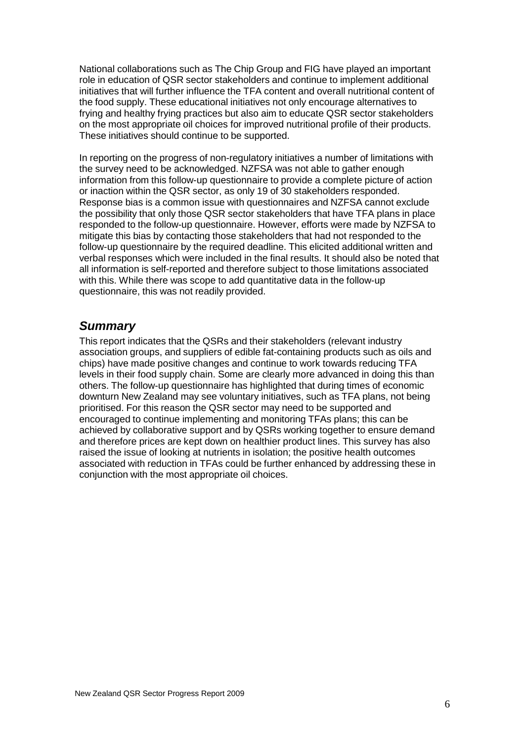National collaborations such as The Chip Group and FIG have played an important role in education of QSR sector stakeholders and continue to implement additional initiatives that will further influence the TFA content and overall nutritional content of the food supply. These educational initiatives not only encourage alternatives to frying and healthy frying practices but also aim to educate QSR sector stakeholders on the most appropriate oil choices for improved nutritional profile of their products. These initiatives should continue to be supported.

In reporting on the progress of non-regulatory initiatives a number of limitations with the survey need to be acknowledged. NZFSA was not able to gather enough information from this follow-up questionnaire to provide a complete picture of action or inaction within the QSR sector, as only 19 of 30 stakeholders responded. Response bias is a common issue with questionnaires and NZFSA cannot exclude the possibility that only those QSR sector stakeholders that have TFA plans in place responded to the follow-up questionnaire. However, efforts were made by NZFSA to mitigate this bias by contacting those stakeholders that had not responded to the follow-up questionnaire by the required deadline. This elicited additional written and verbal responses which were included in the final results. It should also be noted that all information is self-reported and therefore subject to those limitations associated with this. While there was scope to add quantitative data in the follow-up questionnaire, this was not readily provided.

## ***Summary***

This report indicates that the QSRs and their stakeholders (relevant industry association groups, and suppliers of edible fat-containing products such as oils and chips) have made positive changes and continue to work towards reducing TFA levels in their food supply chain. Some are clearly more advanced in doing this than others. The follow-up questionnaire has highlighted that during times of economic downturn New Zealand may see voluntary initiatives, such as TFA plans, not being prioritised. For this reason the QSR sector may need to be supported and encouraged to continue implementing and monitoring TFAs plans; this can be achieved by collaborative support and by QSRs working together to ensure demand and therefore prices are kept down on healthier product lines. This survey has also raised the issue of looking at nutrients in isolation; the positive health outcomes associated with reduction in TFAs could be further enhanced by addressing these in conjunction with the most appropriate oil choices.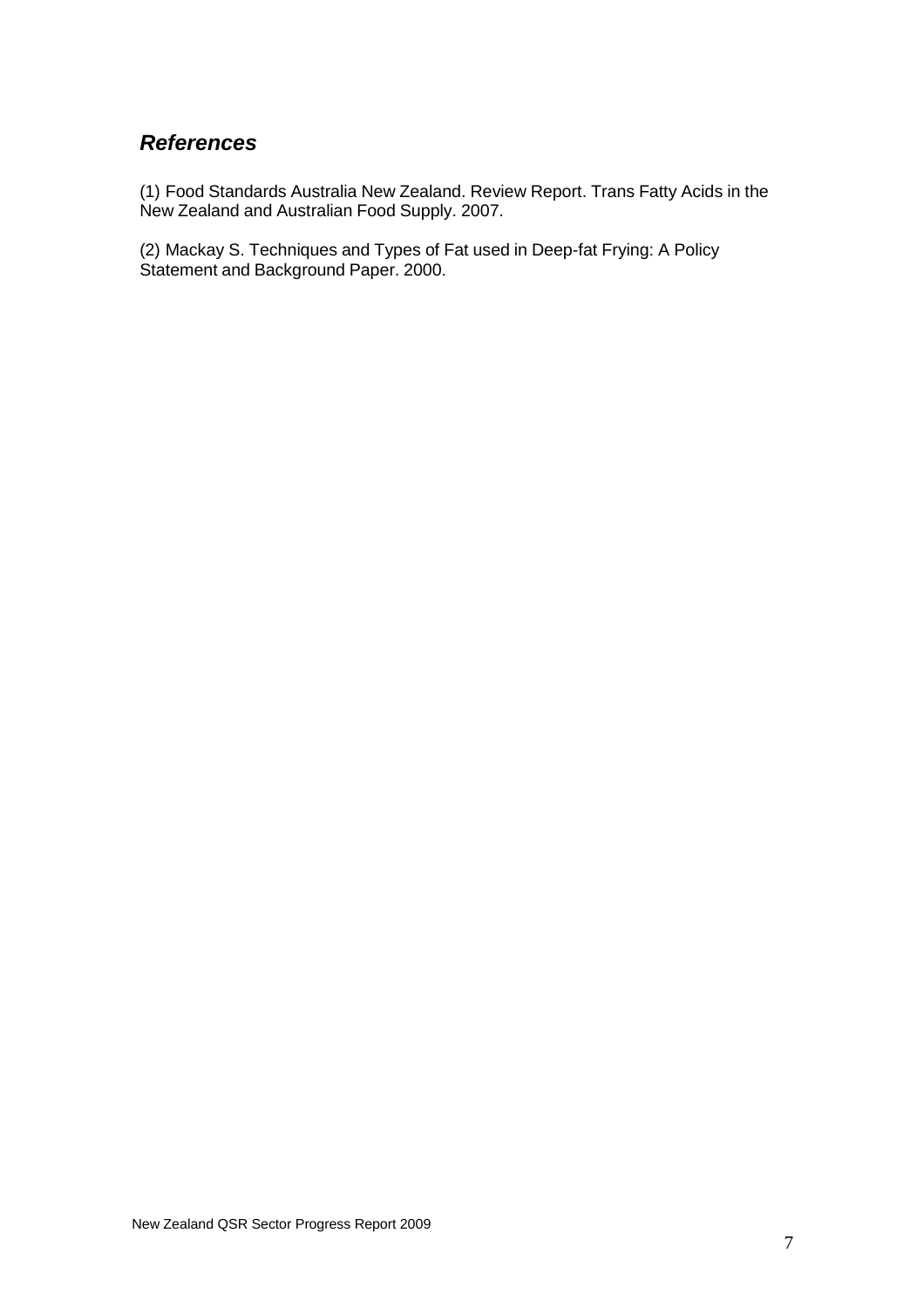## ***References***

(1) Food Standards Australia New Zealand. Review Report. Trans Fatty Acids in the New Zealand and Australian Food Supply. 2007.

(2) Mackay S. Techniques and Types of Fat used in Deep-fat Frying: A Policy Statement and Background Paper. 2000.